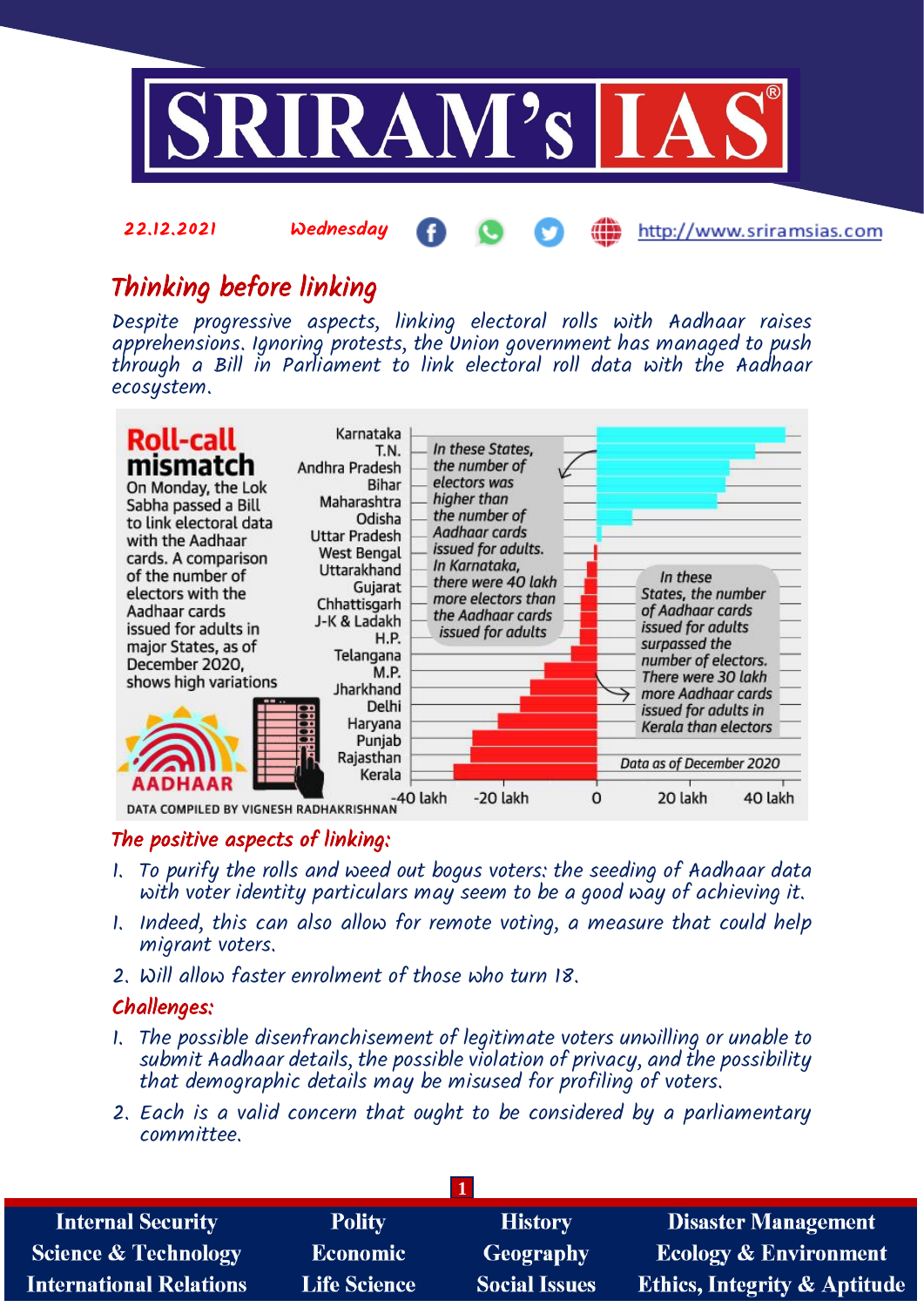22.12.2021 Wednesday http://www.sriramsias.com

# Thinking before linking

*Despite progressive aspects, linking electoral rolls with Aadhaar raises apprehensions. Ignoring protests, the Union government has managed to push through a Bill in Parliament to link electoral roll data with the Aadhaar ecosystem.*

**Roll-call mismatch**

On Monday, the Lok Sabha passed a Bill to link electoral data with the Aadhaar cards. A comparison of the number of electors with the Aadhaar cards issued for adults in major States, as of December 2020, shows high variations

States (top to bottom): Karnataka, T.N., Andhra Pradesh, Bihar, Maharashtra, Odisha, Uttar Pradesh, West Bengal, Uttarakhand, Gujarat, Chhattisgarh, J-K & Ladakh, H.P., Telangana, M.P., Jharkhand, Delhi, Haryana, Punjab, Rajasthan, Kerala

In these States, the number of electors was higher than the number of Aadhaar cards issued for adults. In Karnataka, there were 40 lakh more electors than the Aadhaar cards issued for adults

In these States, the number of Aadhaar cards issued for adults surpassed the number of electors. There were 30 lakh more Aadhaar cards issued for adults in Kerala than electors

Data as of December 2020

-40 lakh, -20 lakh, 0, 20 lakh, 40 lakh

DATA COMPILED BY VIGNESH RADHAKRISHNAN

AADHAAR

## The positive aspects of linking:

1. To purify the rolls and weed out bogus voters: the seeding of Aadhaar data with voter identity particulars may seem to be a good way of achieving it.
1. Indeed, this can also allow for remote voting, a measure that could help migrant voters.
2. Will allow faster enrolment of those who turn 18.

## Challenges:

1. The possible disenfranchisement of legitimate voters unwilling or unable to submit Aadhaar details, the possible violation of privacy, and the possibility that demographic details may be misused for profiling of voters.
2. Each is a valid concern that ought to be considered by a parliamentary committee.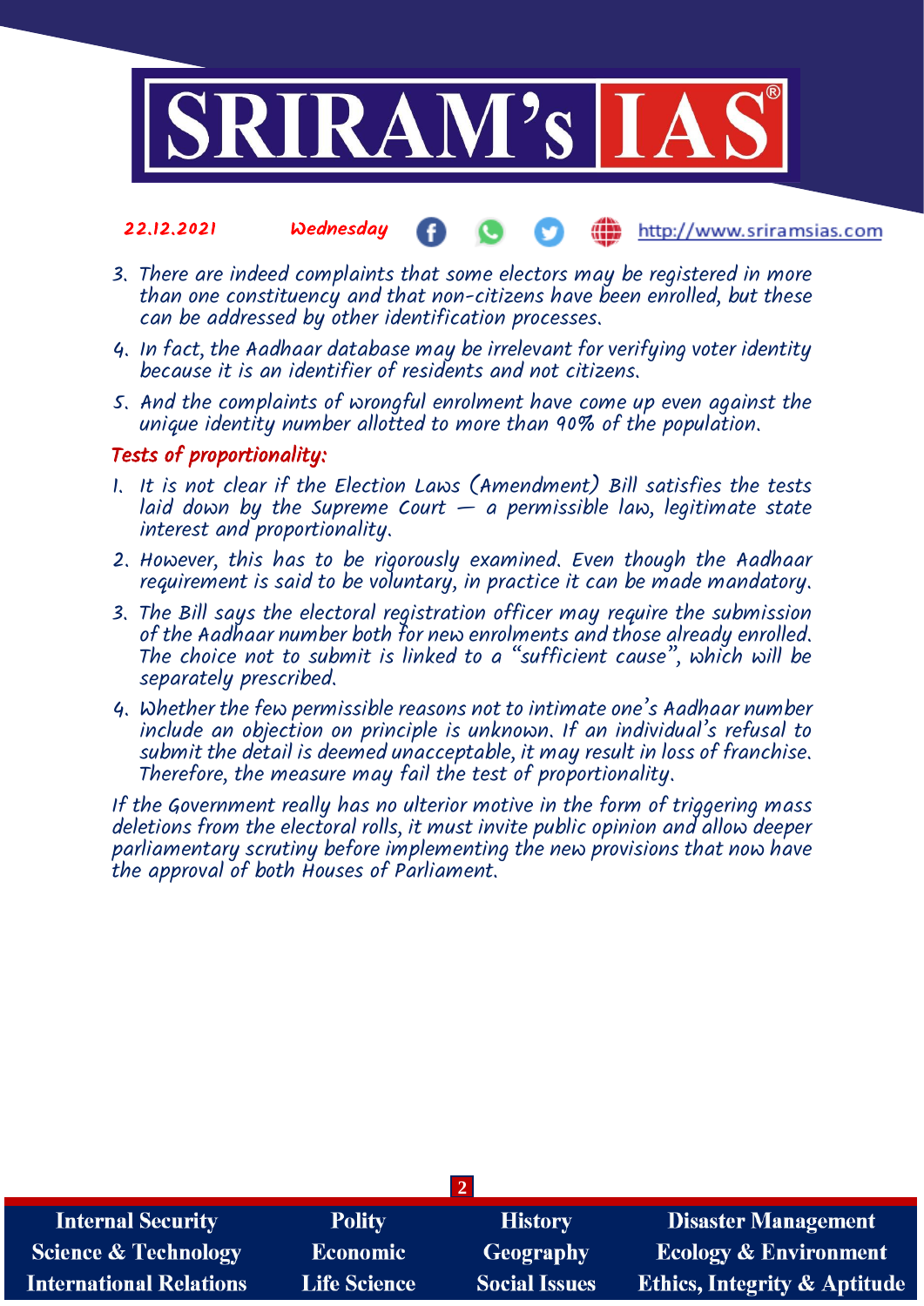3. There are indeed complaints that some electors may be registered in more than one constituency and that non-citizens have been enrolled, but these can be addressed by other identification processes.
4. In fact, the Aadhaar database may be irrelevant for verifying voter identity because it is an identifier of residents and not citizens.
5. And the complaints of wrongful enrolment have come up even against the unique identity number allotted to more than 90% of the population.

### Tests of proportionality:

1. It is not clear if the Election Laws (Amendment) Bill satisfies the tests laid down by the Supreme Court — a permissible law, legitimate state interest and proportionality.
2. However, this has to be rigorously examined. Even though the Aadhaar requirement is said to be voluntary, in practice it can be made mandatory.
3. The Bill says the electoral registration officer may require the submission of the Aadhaar number both for new enrolments and those already enrolled. The choice not to submit is linked to a "sufficient cause", which will be separately prescribed.
4. Whether the few permissible reasons not to intimate one's Aadhaar number include an objection on principle is unknown. If an individual's refusal to submit the detail is deemed unacceptable, it may result in loss of franchise. Therefore, the measure may fail the test of proportionality.

If the Government really has no ulterior motive in the form of triggering mass deletions from the electoral rolls, it must invite public opinion and allow deeper parliamentary scrutiny before implementing the new provisions that now have the approval of both Houses of Parliament.